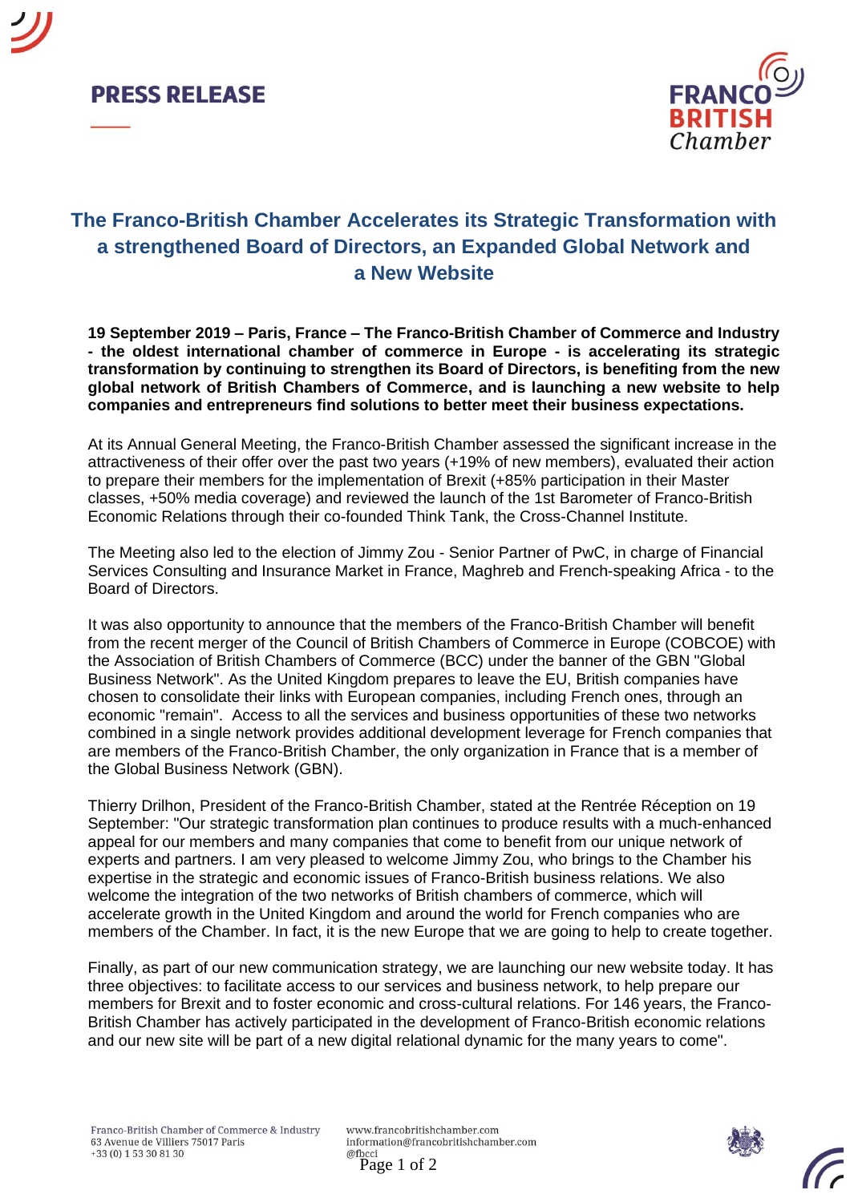**PRESS RELEASE**

# The Franco-British Chamber Accelerates its Strategic Transformation with a strengthened Board of Directors, an Expanded Global Network and a New Website

**19 September 2019 – Paris, France – The Franco-British Chamber of Commerce and Industry - the oldest international chamber of commerce in Europe - is accelerating its strategic transformation by continuing to strengthen its Board of Directors, is benefiting from the new global network of British Chambers of Commerce, and is launching a new website to help companies and entrepreneurs find solutions to better meet their business expectations.**

At its Annual General Meeting, the Franco-British Chamber assessed the significant increase in the attractiveness of their offer over the past two years (+19% of new members), evaluated their action to prepare their members for the implementation of Brexit (+85% participation in their Master classes, +50% media coverage) and reviewed the launch of the 1st Barometer of Franco-British Economic Relations through their co-founded Think Tank, the Cross-Channel Institute.

The Meeting also led to the election of Jimmy Zou - Senior Partner of PwC, in charge of Financial Services Consulting and Insurance Market in France, Maghreb and French-speaking Africa - to the Board of Directors.

It was also opportunity to announce that the members of the Franco-British Chamber will benefit from the recent merger of the Council of British Chambers of Commerce in Europe (COBCOE) with the Association of British Chambers of Commerce (BCC) under the banner of the GBN "Global Business Network". As the United Kingdom prepares to leave the EU, British companies have chosen to consolidate their links with European companies, including French ones, through an economic "remain". Access to all the services and business opportunities of these two networks combined in a single network provides additional development leverage for French companies that are members of the Franco-British Chamber, the only organization in France that is a member of the Global Business Network (GBN).

Thierry Drilhon, President of the Franco-British Chamber, stated at the Rentrée Réception on 19 September: "Our strategic transformation plan continues to produce results with a much-enhanced appeal for our members and many companies that come to benefit from our unique network of experts and partners. I am very pleased to welcome Jimmy Zou, who brings to the Chamber his expertise in the strategic and economic issues of Franco-British business relations. We also welcome the integration of the two networks of British chambers of commerce, which will accelerate growth in the United Kingdom and around the world for French companies who are members of the Chamber. In fact, it is the new Europe that we are going to help to create together.

Finally, as part of our new communication strategy, we are launching our new website today. It has three objectives: to facilitate access to our services and business network, to help prepare our members for Brexit and to foster economic and cross-cultural relations. For 146 years, the Franco-British Chamber has actively participated in the development of Franco-British economic relations and our new site will be part of a new digital relational dynamic for the many years to come".

Franco-British Chamber of Commerce & Industry
63 Avenue de Villiers 75017 Paris
+33 (0) 1 53 30 81 30

www.francobritishchamber.com
information@francobritishchamber.com
@fbcci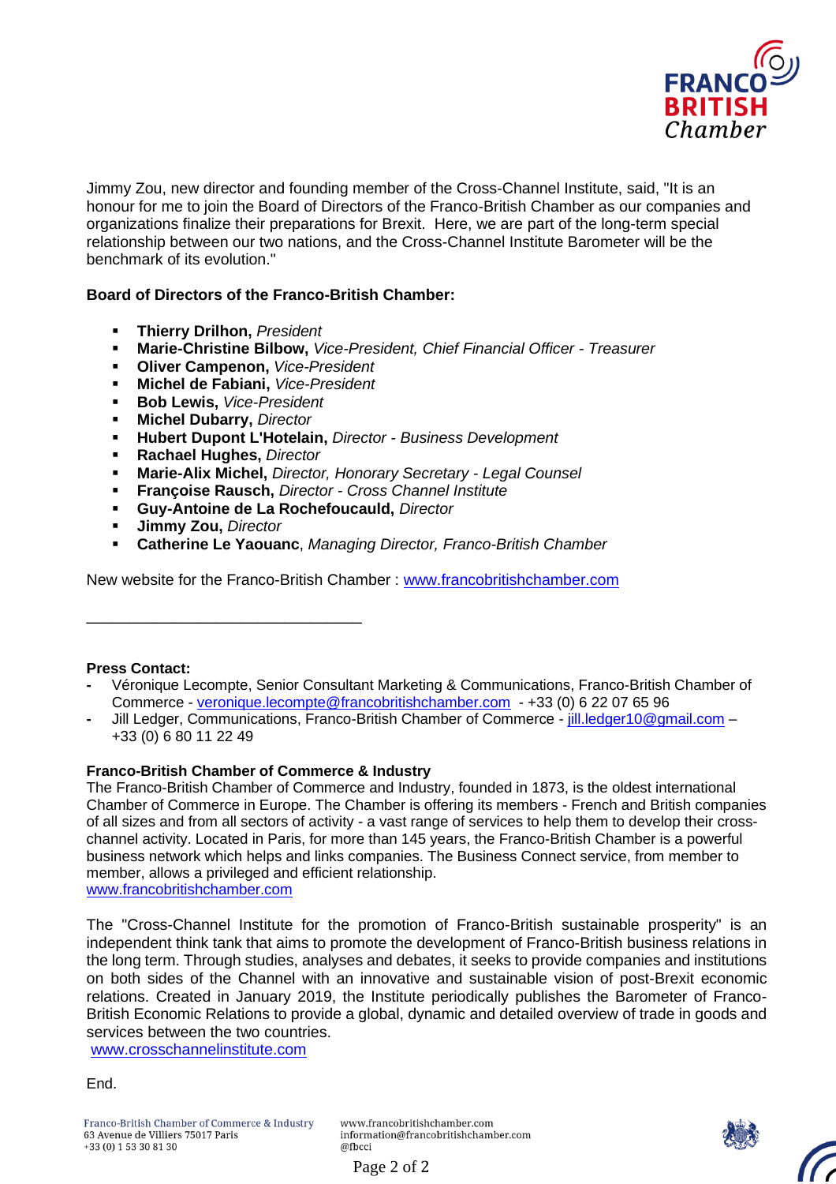Jimmy Zou, new director and founding member of the Cross-Channel Institute, said, "It is an honour for me to join the Board of Directors of the Franco-British Chamber as our companies and organizations finalize their preparations for Brexit. Here, we are part of the long-term special relationship between our two nations, and the Cross-Channel Institute Barometer will be the benchmark of its evolution."

**Board of Directors of the Franco-British Chamber:**

- **Thierry Drilhon,** *President*
- **Marie-Christine Bilbow,** *Vice-President, Chief Financial Officer - Treasurer*
- **Oliver Campenon,** *Vice-President*
- **Michel de Fabiani,** *Vice-President*
- **Bob Lewis,** *Vice-President*
- **Michel Dubarry,** *Director*
- **Hubert Dupont L'Hotelain,** *Director - Business Development*
- **Rachael Hughes,** *Director*
- **Marie-Alix Michel,** *Director, Honorary Secretary - Legal Counsel*
- **Françoise Rausch,** *Director - Cross Channel Institute*
- **Guy-Antoine de La Rochefoucauld,** *Director*
- **Jimmy Zou,** *Director*
- **Catherine Le Yaouanc**, *Managing Director, Franco-British Chamber*

New website for the Franco-British Chamber : www.francobritishchamber.com

---

**Press Contact:**

- Véronique Lecompte, Senior Consultant Marketing & Communications, Franco-British Chamber of Commerce - veronique.lecompte@francobritishchamber.com - +33 (0) 6 22 07 65 96
- Jill Ledger, Communications, Franco-British Chamber of Commerce - jill.ledger10@gmail.com – +33 (0) 6 80 11 22 49

**Franco-British Chamber of Commerce & Industry**

The Franco-British Chamber of Commerce and Industry, founded in 1873, is the oldest international Chamber of Commerce in Europe. The Chamber is offering its members - French and British companies of all sizes and from all sectors of activity - a vast range of services to help them to develop their cross-channel activity. Located in Paris, for more than 145 years, the Franco-British Chamber is a powerful business network which helps and links companies. The Business Connect service, from member to member, allows a privileged and efficient relationship.
www.francobritishchamber.com

The "Cross-Channel Institute for the promotion of Franco-British sustainable prosperity" is an independent think tank that aims to promote the development of Franco-British business relations in the long term. Through studies, analyses and debates, it seeks to provide companies and institutions on both sides of the Channel with an innovative and sustainable vision of post-Brexit economic relations. Created in January 2019, the Institute periodically publishes the Barometer of Franco-British Economic Relations to provide a global, dynamic and detailed overview of trade in goods and services between the two countries.
www.crosschannelinstitute.com

End.